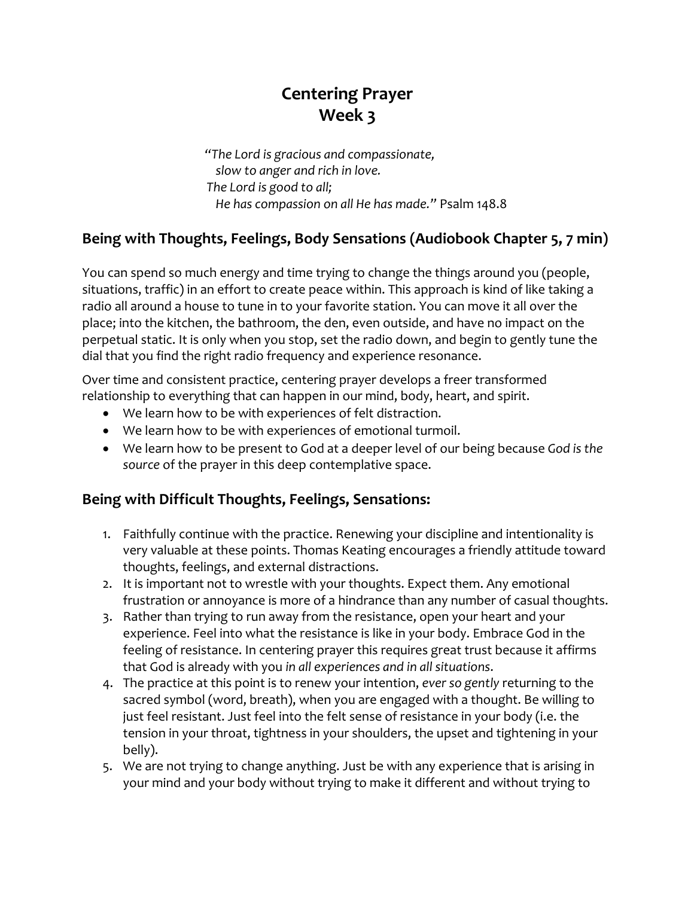# Centering Prayer
# Week 3

*"The Lord is gracious and compassionate,*
*slow to anger and rich in love.*
*The Lord is good to all;*
*He has compassion on all He has made."* Psalm 148.8

## Being with Thoughts, Feelings, Body Sensations (Audiobook Chapter 5, 7 min)

You can spend so much energy and time trying to change the things around you (people, situations, traffic) in an effort to create peace within. This approach is kind of like taking a radio all around a house to tune in to your favorite station. You can move it all over the place; into the kitchen, the bathroom, the den, even outside, and have no impact on the perpetual static. It is only when you stop, set the radio down, and begin to gently tune the dial that you find the right radio frequency and experience resonance.

Over time and consistent practice, centering prayer develops a freer transformed relationship to everything that can happen in our mind, body, heart, and spirit.

- We learn how to be with experiences of felt distraction.
- We learn how to be with experiences of emotional turmoil.
- We learn how to be present to God at a deeper level of our being because *God is the source* of the prayer in this deep contemplative space.

## Being with Difficult Thoughts, Feelings, Sensations:

1. Faithfully continue with the practice. Renewing your discipline and intentionality is very valuable at these points. Thomas Keating encourages a friendly attitude toward thoughts, feelings, and external distractions.
2. It is important not to wrestle with your thoughts. Expect them. Any emotional frustration or annoyance is more of a hindrance than any number of casual thoughts.
3. Rather than trying to run away from the resistance, open your heart and your experience. Feel into what the resistance is like in your body. Embrace God in the feeling of resistance. In centering prayer this requires great trust because it affirms that God is already with you *in all experiences and in all situations*.
4. The practice at this point is to renew your intention, *ever so gently* returning to the sacred symbol (word, breath), when you are engaged with a thought. Be willing to just feel resistant. Just feel into the felt sense of resistance in your body (i.e. the tension in your throat, tightness in your shoulders, the upset and tightening in your belly).
5. We are not trying to change anything. Just be with any experience that is arising in your mind and your body without trying to make it different and without trying to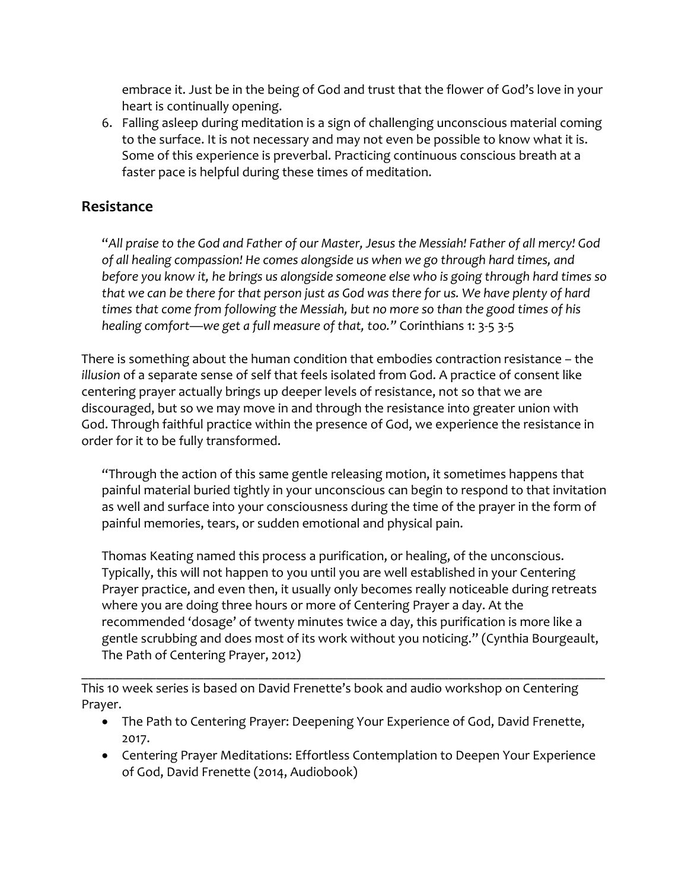embrace it. Just be in the being of God and trust that the flower of God's love in your heart is continually opening.

6. Falling asleep during meditation is a sign of challenging unconscious material coming to the surface. It is not necessary and may not even be possible to know what it is. Some of this experience is preverbal. Practicing continuous conscious breath at a faster pace is helpful during these times of meditation.

## Resistance

> "*All praise to the God and Father of our Master, Jesus the Messiah! Father of all mercy! God of all healing compassion! He comes alongside us when we go through hard times, and before you know it, he brings us alongside someone else who is going through hard times so that we can be there for that person just as God was there for us. We have plenty of hard times that come from following the Messiah, but no more so than the good times of his healing comfort—we get a full measure of that, too.*" Corinthians 1: 3-5 3-5

There is something about the human condition that embodies contraction resistance – the *illusion* of a separate sense of self that feels isolated from God. A practice of consent like centering prayer actually brings up deeper levels of resistance, not so that we are discouraged, but so we may move in and through the resistance into greater union with God. Through faithful practice within the presence of God, we experience the resistance in order for it to be fully transformed.

> "Through the action of this same gentle releasing motion, it sometimes happens that painful material buried tightly in your unconscious can begin to respond to that invitation as well and surface into your consciousness during the time of the prayer in the form of painful memories, tears, or sudden emotional and physical pain.
>
> Thomas Keating named this process a purification, or healing, of the unconscious. Typically, this will not happen to you until you are well established in your Centering Prayer practice, and even then, it usually only becomes really noticeable during retreats where you are doing three hours or more of Centering Prayer a day. At the recommended 'dosage' of twenty minutes twice a day, this purification is more like a gentle scrubbing and does most of its work without you noticing." (Cynthia Bourgeault, The Path of Centering Prayer, 2012)

---

This 10 week series is based on David Frenette's book and audio workshop on Centering Prayer.

- The Path to Centering Prayer: Deepening Your Experience of God, David Frenette, 2017.
- Centering Prayer Meditations: Effortless Contemplation to Deepen Your Experience of God, David Frenette (2014, Audiobook)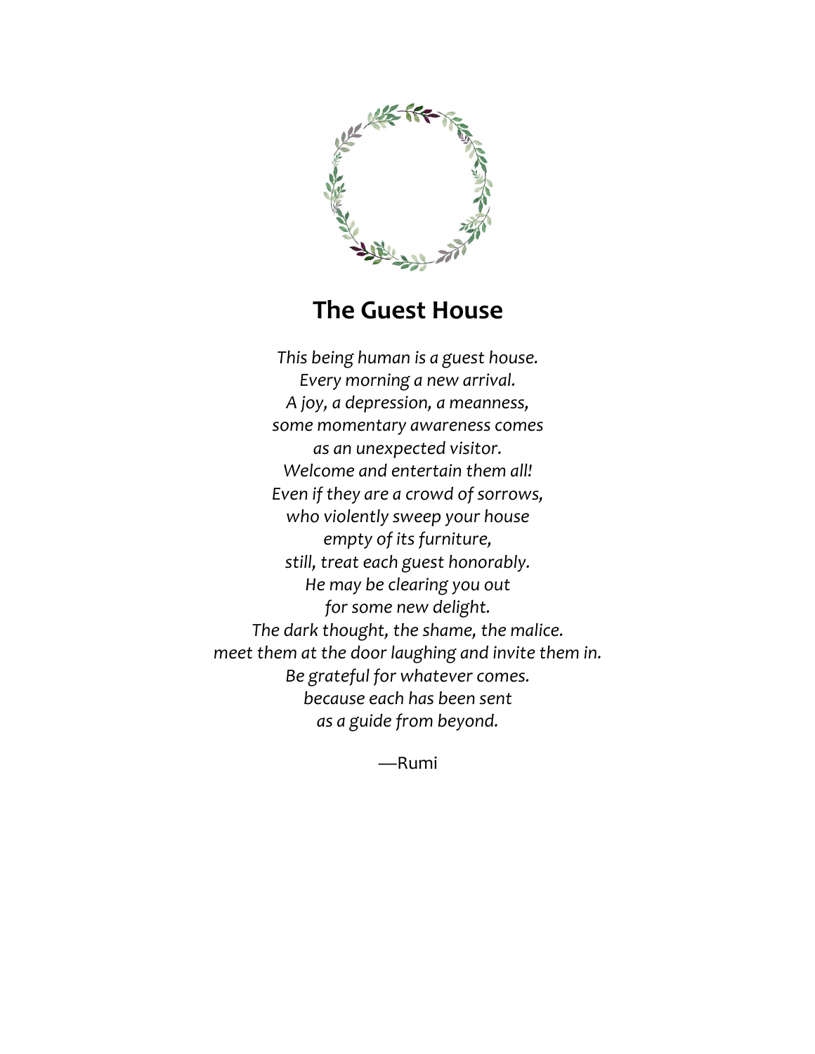## The Guest House

*This being human is a guest house.*
*Every morning a new arrival.*
*A joy, a depression, a meanness,*
*some momentary awareness comes*
*as an unexpected visitor.*
*Welcome and entertain them all!*
*Even if they are a crowd of sorrows,*
*who violently sweep your house*
*empty of its furniture,*
*still, treat each guest honorably.*
*He may be clearing you out*
*for some new delight.*
*The dark thought, the shame, the malice.*
*meet them at the door laughing and invite them in.*
*Be grateful for whatever comes.*
*because each has been sent*
*as a guide from beyond.*

—Rumi